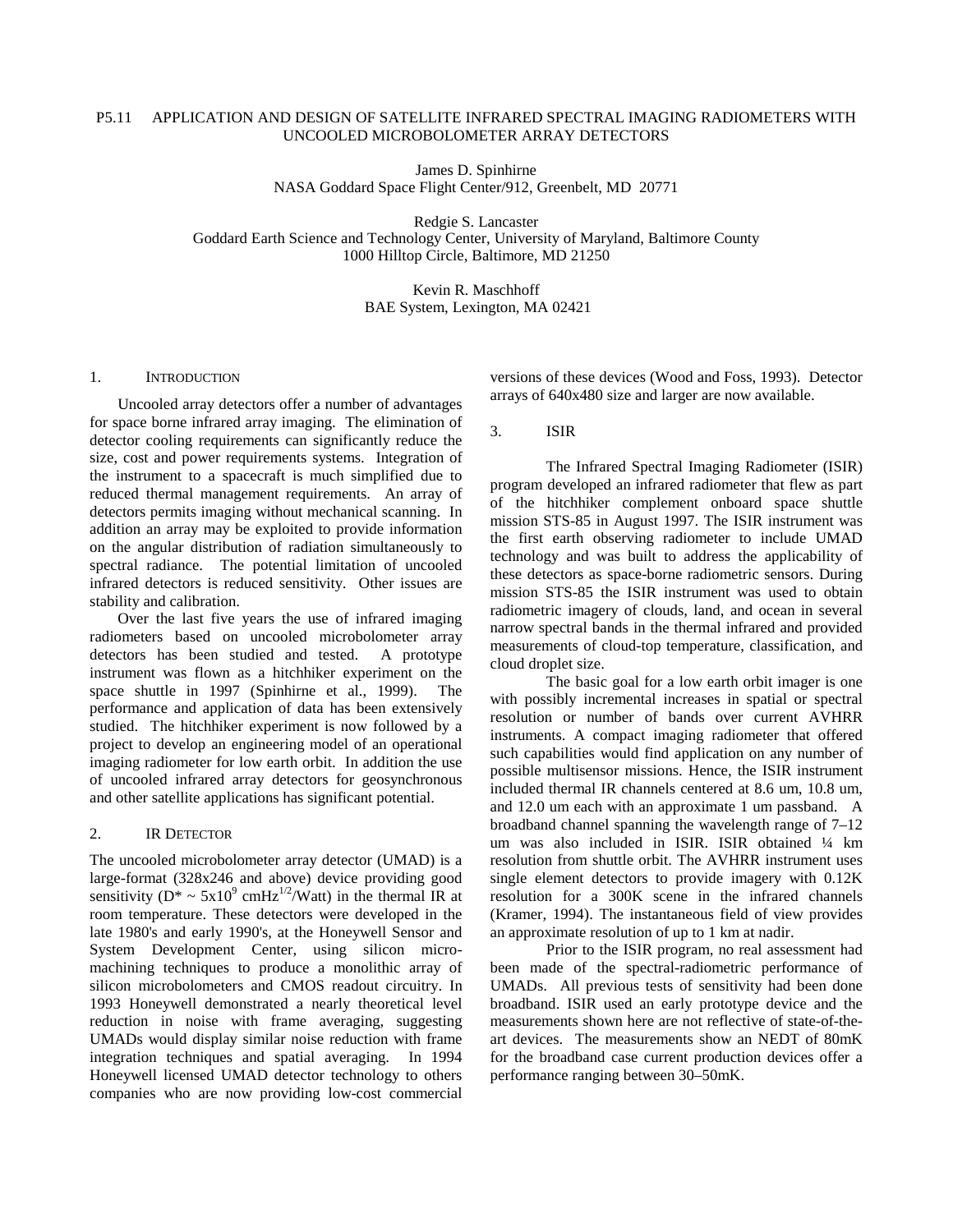# P5.11 APPLICATION AND DESIGN OF SATELLITE INFRARED SPECTRAL IMAGING RADIOMETERS WITH UNCOOLED MICROBOLOMETER ARRAY DETECTORS

James D. Spinhirne
NASA Goddard Space Flight Center/912, Greenbelt, MD 20771

Redgie S. Lancaster
Goddard Earth Science and Technology Center, University of Maryland, Baltimore County
1000 Hilltop Circle, Baltimore, MD 21250

Kevin R. Maschhoff
BAE System, Lexington, MA 02421

## 1. INTRODUCTION

Uncooled array detectors offer a number of advantages for space borne infrared array imaging. The elimination of detector cooling requirements can significantly reduce the size, cost and power requirements systems. Integration of the instrument to a spacecraft is much simplified due to reduced thermal management requirements. An array of detectors permits imaging without mechanical scanning. In addition an array may be exploited to provide information on the angular distribution of radiation simultaneously to spectral radiance. The potential limitation of uncooled infrared detectors is reduced sensitivity. Other issues are stability and calibration.

Over the last five years the use of infrared imaging radiometers based on uncooled microbolometer array detectors has been studied and tested. A prototype instrument was flown as a hitchhiker experiment on the space shuttle in 1997 (Spinhirne et al., 1999). The performance and application of data has been extensively studied. The hitchhiker experiment is now followed by a project to develop an engineering model of an operational imaging radiometer for low earth orbit. In addition the use of uncooled infrared array detectors for geosynchronous and other satellite applications has significant potential.

## 2. IR DETECTOR

The uncooled microbolometer array detector (UMAD) is a large-format (328x246 and above) device providing good sensitivity ($D^* \sim 5\text{x}10^9$ $\text{cmHz}^{1/2}/\text{Watt}$) in the thermal IR at room temperature. These detectors were developed in the late 1980's and early 1990's, at the Honeywell Sensor and System Development Center, using silicon micro-machining techniques to produce a monolithic array of silicon microbolometers and CMOS readout circuitry. In 1993 Honeywell demonstrated a nearly theoretical level reduction in noise with frame averaging, suggesting UMADs would display similar noise reduction with frame integration techniques and spatial averaging. In 1994 Honeywell licensed UMAD detector technology to others companies who are now providing low-cost commercial versions of these devices (Wood and Foss, 1993). Detector arrays of 640x480 size and larger are now available.

## 3. ISIR

The Infrared Spectral Imaging Radiometer (ISIR) program developed an infrared radiometer that flew as part of the hitchhiker complement onboard space shuttle mission STS-85 in August 1997. The ISIR instrument was the first earth observing radiometer to include UMAD technology and was built to address the applicability of these detectors as space-borne radiometric sensors. During mission STS-85 the ISIR instrument was used to obtain radiometric imagery of clouds, land, and ocean in several narrow spectral bands in the thermal infrared and provided measurements of cloud-top temperature, classification, and cloud droplet size.

The basic goal for a low earth orbit imager is one with possibly incremental increases in spatial or spectral resolution or number of bands over current AVHRR instruments. A compact imaging radiometer that offered such capabilities would find application on any number of possible multisensor missions. Hence, the ISIR instrument included thermal IR channels centered at 8.6 um, 10.8 um, and 12.0 um each with an approximate 1 um passband. A broadband channel spanning the wavelength range of 7–12 um was also included in ISIR. ISIR obtained ¼ km resolution from shuttle orbit. The AVHRR instrument uses single element detectors to provide imagery with 0.12K resolution for a 300K scene in the infrared channels (Kramer, 1994). The instantaneous field of view provides an approximate resolution of up to 1 km at nadir.

Prior to the ISIR program, no real assessment had been made of the spectral-radiometric performance of UMADs. All previous tests of sensitivity had been done broadband. ISIR used an early prototype device and the measurements shown here are not reflective of state-of-the-art devices. The measurements show an NEDT of 80mK for the broadband case current production devices offer a performance ranging between 30–50mK.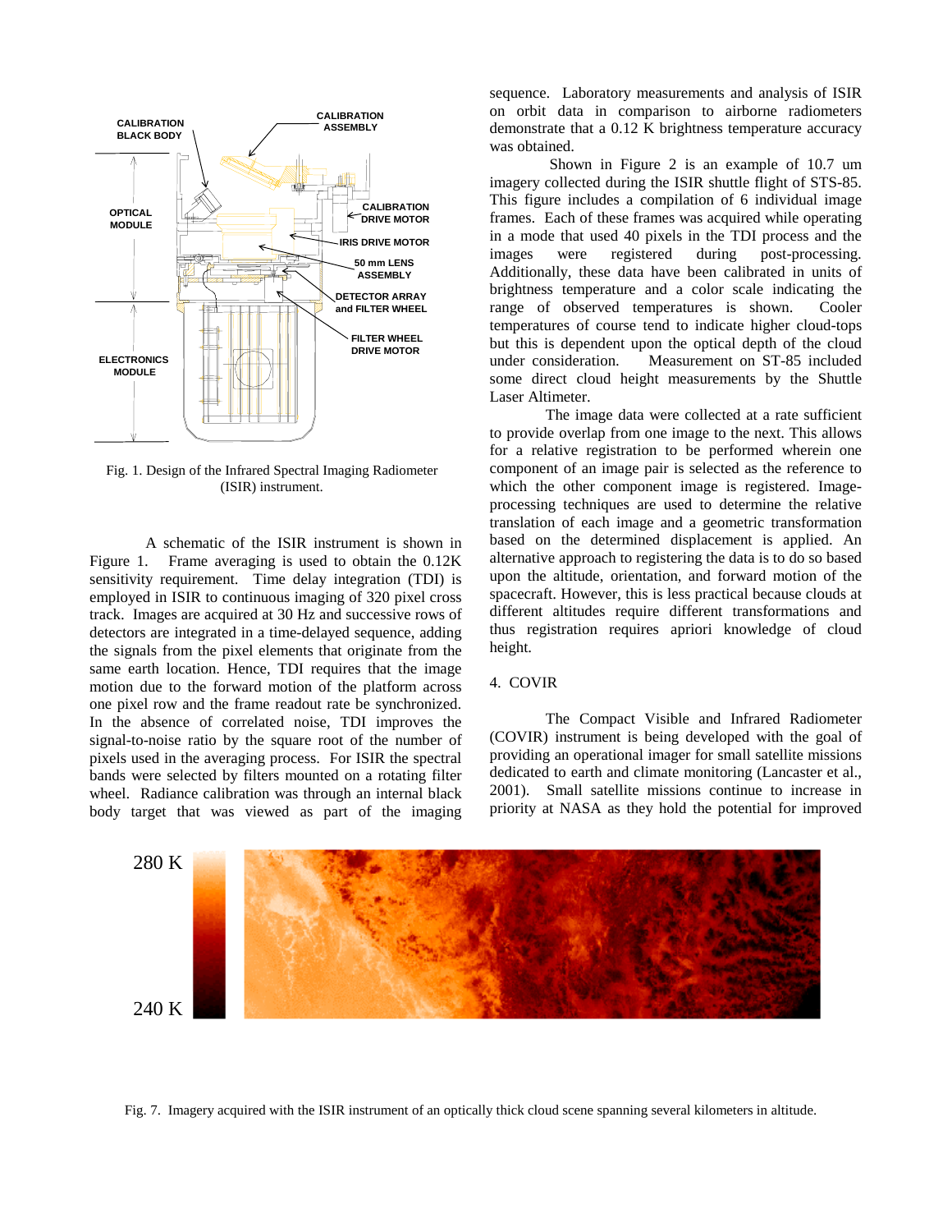CALIBRATION BLACK BODY

CALIBRATION ASSEMBLY

OPTICAL MODULE

CALIBRATION DRIVE MOTOR

IRIS DRIVE MOTOR

50 mm LENS ASSEMBLY

DETECTOR ARRAY and FILTER WHEEL

FILTER WHEEL DRIVE MOTOR

ELECTRONICS MODULE

Fig. 1. Design of the Infrared Spectral Imaging Radiometer (ISIR) instrument.

A schematic of the ISIR instrument is shown in Figure 1. Frame averaging is used to obtain the 0.12K sensitivity requirement. Time delay integration (TDI) is employed in ISIR to continuous imaging of 320 pixel cross track. Images are acquired at 30 Hz and successive rows of detectors are integrated in a time-delayed sequence, adding the signals from the pixel elements that originate from the same earth location. Hence, TDI requires that the image motion due to the forward motion of the platform across one pixel row and the frame readout rate be synchronized. In the absence of correlated noise, TDI improves the signal-to-noise ratio by the square root of the number of pixels used in the averaging process. For ISIR the spectral bands were selected by filters mounted on a rotating filter wheel. Radiance calibration was through an internal black body target that was viewed as part of the imaging sequence. Laboratory measurements and analysis of ISIR on orbit data in comparison to airborne radiometers demonstrate that a 0.12 K brightness temperature accuracy was obtained.

Shown in Figure 2 is an example of 10.7 um imagery collected during the ISIR shuttle flight of STS-85. This figure includes a compilation of 6 individual image frames. Each of these frames was acquired while operating in a mode that used 40 pixels in the TDI process and the images were registered during post-processing. Additionally, these data have been calibrated in units of brightness temperature and a color scale indicating the range of observed temperatures is shown. Cooler temperatures of course tend to indicate higher cloud-tops but this is dependent upon the optical depth of the cloud under consideration. Measurement on ST-85 included some direct cloud height measurements by the Shuttle Laser Altimeter.

The image data were collected at a rate sufficient to provide overlap from one image to the next. This allows for a relative registration to be performed wherein one component of an image pair is selected as the reference to which the other component image is registered. Image-processing techniques are used to determine the relative translation of each image and a geometric transformation based on the determined displacement is applied. An alternative approach to registering the data is to do so based upon the altitude, orientation, and forward motion of the spacecraft. However, this is less practical because clouds at different altitudes require different transformations and thus registration requires apriori knowledge of cloud height.

## 4. COVIR

The Compact Visible and Infrared Radiometer (COVIR) instrument is being developed with the goal of providing an operational imager for small satellite missions dedicated to earth and climate monitoring (Lancaster et al., 2001). Small satellite missions continue to increase in priority at NASA as they hold the potential for improved

280 K

240 K

Fig. 7. Imagery acquired with the ISIR instrument of an optically thick cloud scene spanning several kilometers in altitude.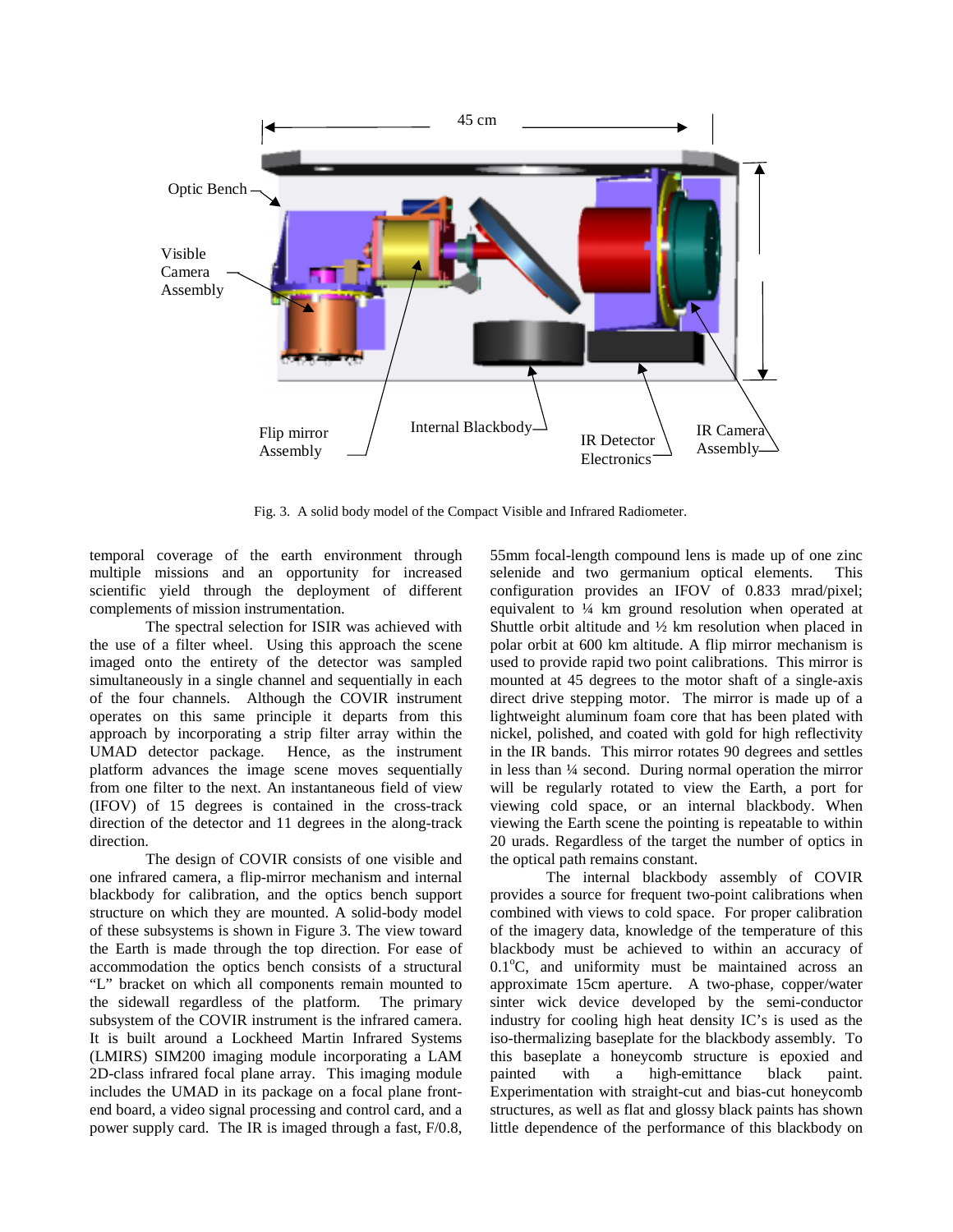Fig. 3. A solid body model of the Compact Visible and Infrared Radiometer.

temporal coverage of the earth environment through multiple missions and an opportunity for increased scientific yield through the deployment of different complements of mission instrumentation.

The spectral selection for ISIR was achieved with the use of a filter wheel. Using this approach the scene imaged onto the entirety of the detector was sampled simultaneously in a single channel and sequentially in each of the four channels. Although the COVIR instrument operates on this same principle it departs from this approach by incorporating a strip filter array within the UMAD detector package. Hence, as the instrument platform advances the image scene moves sequentially from one filter to the next. An instantaneous field of view (IFOV) of 15 degrees is contained in the cross-track direction of the detector and 11 degrees in the along-track direction.

The design of COVIR consists of one visible and one infrared camera, a flip-mirror mechanism and internal blackbody for calibration, and the optics bench support structure on which they are mounted. A solid-body model of these subsystems is shown in Figure 3. The view toward the Earth is made through the top direction. For ease of accommodation the optics bench consists of a structural "L" bracket on which all components remain mounted to the sidewall regardless of the platform. The primary subsystem of the COVIR instrument is the infrared camera. It is built around a Lockheed Martin Infrared Systems (LMIRS) SIM200 imaging module incorporating a LAM 2D-class infrared focal plane array. This imaging module includes the UMAD in its package on a focal plane front-end board, a video signal processing and control card, and a power supply card. The IR is imaged through a fast, F/0.8, 55mm focal-length compound lens is made up of one zinc selenide and two germanium optical elements. This configuration provides an IFOV of 0.833 mrad/pixel; equivalent to ¼ km ground resolution when operated at Shuttle orbit altitude and ½ km resolution when placed in polar orbit at 600 km altitude. A flip mirror mechanism is used to provide rapid two point calibrations. This mirror is mounted at 45 degrees to the motor shaft of a single-axis direct drive stepping motor. The mirror is made up of a lightweight aluminum foam core that has been plated with nickel, polished, and coated with gold for high reflectivity in the IR bands. This mirror rotates 90 degrees and settles in less than ¼ second. During normal operation the mirror will be regularly rotated to view the Earth, a port for viewing cold space, or an internal blackbody. When viewing the Earth scene the pointing is repeatable to within 20 urads. Regardless of the target the number of optics in the optical path remains constant.

The internal blackbody assembly of COVIR provides a source for frequent two-point calibrations when combined with views to cold space. For proper calibration of the imagery data, knowledge of the temperature of this blackbody must be achieved to within an accuracy of 0.1°C, and uniformity must be maintained across an approximate 15cm aperture. A two-phase, copper/water sinter wick device developed by the semi-conductor industry for cooling high heat density IC's is used as the iso-thermalizing baseplate for the blackbody assembly. To this baseplate a honeycomb structure is epoxied and painted with a high-emittance black paint. Experimentation with straight-cut and bias-cut honeycomb structures, as well as flat and glossy black paints has shown little dependence of the performance of this blackbody on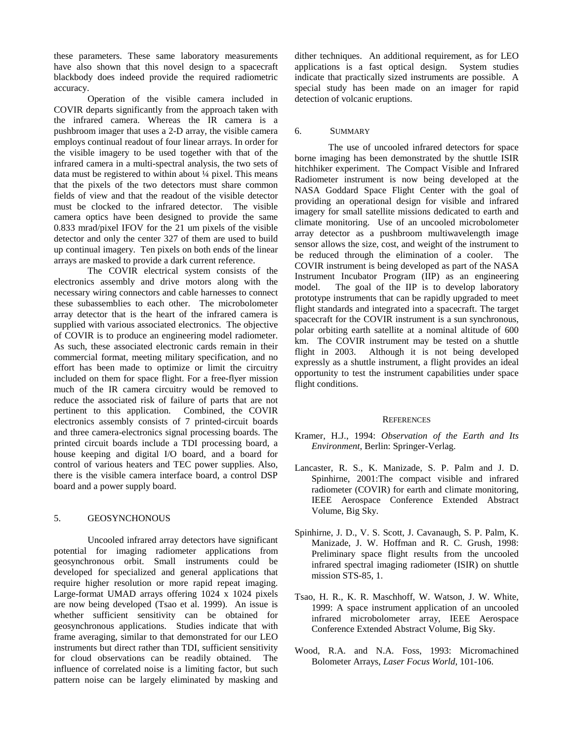these parameters. These same laboratory measurements have also shown that this novel design to a spacecraft blackbody does indeed provide the required radiometric accuracy.

Operation of the visible camera included in COVIR departs significantly from the approach taken with the infrared camera. Whereas the IR camera is a pushbroom imager that uses a 2-D array, the visible camera employs continual readout of four linear arrays. In order for the visible imagery to be used together with that of the infrared camera in a multi-spectral analysis, the two sets of data must be registered to within about ¼ pixel. This means that the pixels of the two detectors must share common fields of view and that the readout of the visible detector must be clocked to the infrared detector. The visible camera optics have been designed to provide the same 0.833 mrad/pixel IFOV for the 21 um pixels of the visible detector and only the center 327 of them are used to build up continual imagery. Ten pixels on both ends of the linear arrays are masked to provide a dark current reference.

The COVIR electrical system consists of the electronics assembly and drive motors along with the necessary wiring connectors and cable harnesses to connect these subassemblies to each other. The microbolometer array detector that is the heart of the infrared camera is supplied with various associated electronics. The objective of COVIR is to produce an engineering model radiometer. As such, these associated electronic cards remain in their commercial format, meeting military specification, and no effort has been made to optimize or limit the circuitry included on them for space flight. For a free-flyer mission much of the IR camera circuitry would be removed to reduce the associated risk of failure of parts that are not pertinent to this application. Combined, the COVIR electronics assembly consists of 7 printed-circuit boards and three camera-electronics signal processing boards. The printed circuit boards include a TDI processing board, a house keeping and digital I/O board, and a board for control of various heaters and TEC power supplies. Also, there is the visible camera interface board, a control DSP board and a power supply board.

## 5. GEOSYNCHONOUS

Uncooled infrared array detectors have significant potential for imaging radiometer applications from geosynchronous orbit. Small instruments could be developed for specialized and general applications that require higher resolution or more rapid repeat imaging. Large-format UMAD arrays offering 1024 x 1024 pixels are now being developed (Tsao et al. 1999). An issue is whether sufficient sensitivity can be obtained for geosynchronous applications. Studies indicate that with frame averaging, similar to that demonstrated for our LEO instruments but direct rather than TDI, sufficient sensitivity for cloud observations can be readily obtained. The influence of correlated noise is a limiting factor, but such pattern noise can be largely eliminated by masking and dither techniques. An additional requirement, as for LEO applications is a fast optical design. System studies indicate that practically sized instruments are possible. A special study has been made on an imager for rapid detection of volcanic eruptions.

## 6. SUMMARY

The use of uncooled infrared detectors for space borne imaging has been demonstrated by the shuttle ISIR hitchhiker experiment. The Compact Visible and Infrared Radiometer instrument is now being developed at the NASA Goddard Space Flight Center with the goal of providing an operational design for visible and infrared imagery for small satellite missions dedicated to earth and climate monitoring. Use of an uncooled microbolometer array detector as a pushbroom multiwavelength image sensor allows the size, cost, and weight of the instrument to be reduced through the elimination of a cooler. The COVIR instrument is being developed as part of the NASA Instrument Incubator Program (IIP) as an engineering model. The goal of the IIP is to develop laboratory prototype instruments that can be rapidly upgraded to meet flight standards and integrated into a spacecraft. The target spacecraft for the COVIR instrument is a sun synchronous, polar orbiting earth satellite at a nominal altitude of 600 km. The COVIR instrument may be tested on a shuttle flight in 2003. Although it is not being developed expressly as a shuttle instrument, a flight provides an ideal opportunity to test the instrument capabilities under space flight conditions.

## REFERENCES

Kramer, H.J., 1994: *Observation of the Earth and Its Environment*, Berlin: Springer-Verlag.

Lancaster, R. S., K. Manizade, S. P. Palm and J. D. Spinhirne, 2001:The compact visible and infrared radiometer (COVIR) for earth and climate monitoring, IEEE Aerospace Conference Extended Abstract Volume, Big Sky.

Spinhirne, J. D., V. S. Scott, J. Cavanaugh, S. P. Palm, K. Manizade, J. W. Hoffman and R. C. Grush, 1998: Preliminary space flight results from the uncooled infrared spectral imaging radiometer (ISIR) on shuttle mission STS-85, 1.

Tsao, H. R., K. R. Maschhoff, W. Watson, J. W. White, 1999: A space instrument application of an uncooled infrared microbolometer array, IEEE Aerospace Conference Extended Abstract Volume, Big Sky.

Wood, R.A. and N.A. Foss, 1993: Micromachined Bolometer Arrays, *Laser Focus World*, 101-106.